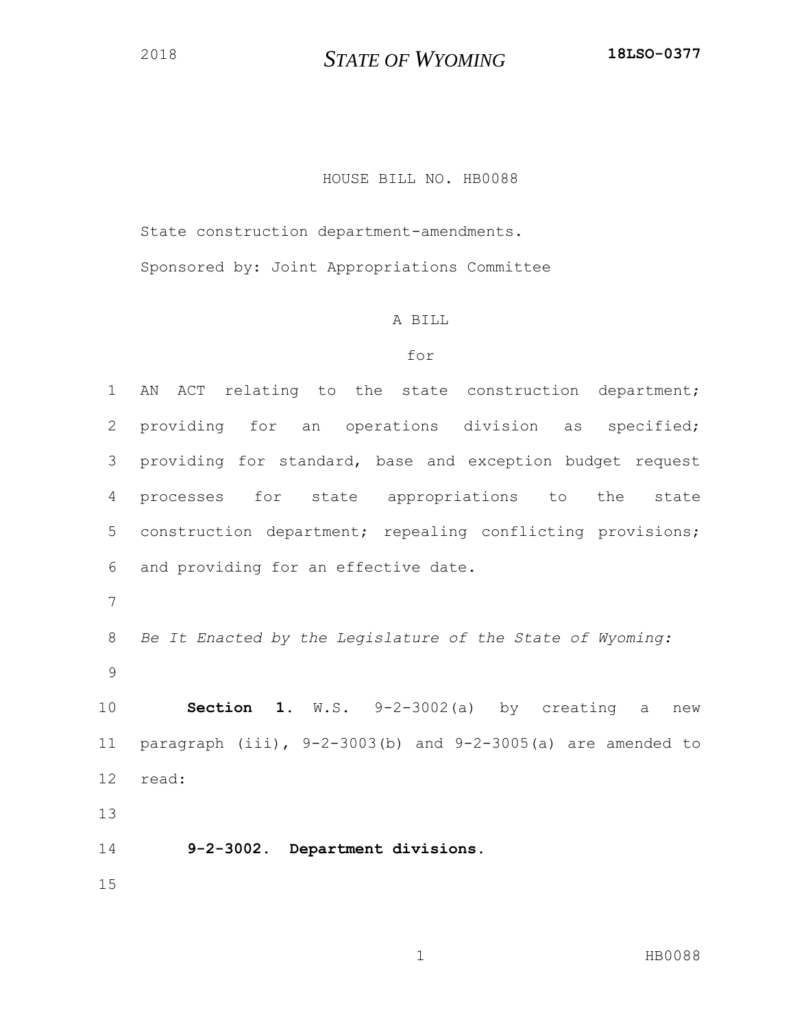2018 **STATE OF WYOMING** **18LSO-0377**

HOUSE BILL NO. HB0088

State construction department-amendments.

Sponsored by: Joint Appropriations Committee

A BILL

for

AN ACT relating to the state construction department; providing for an operations division as specified; providing for standard, base and exception budget request processes for state appropriations to the state construction department; repealing conflicting provisions; and providing for an effective date.

*Be It Enacted by the Legislature of the State of Wyoming:*

**Section 1.** W.S. 9-2-3002(a) by creating a new paragraph (iii), 9-2-3003(b) and 9-2-3005(a) are amended to read:

**9-2-3002. Department divisions.**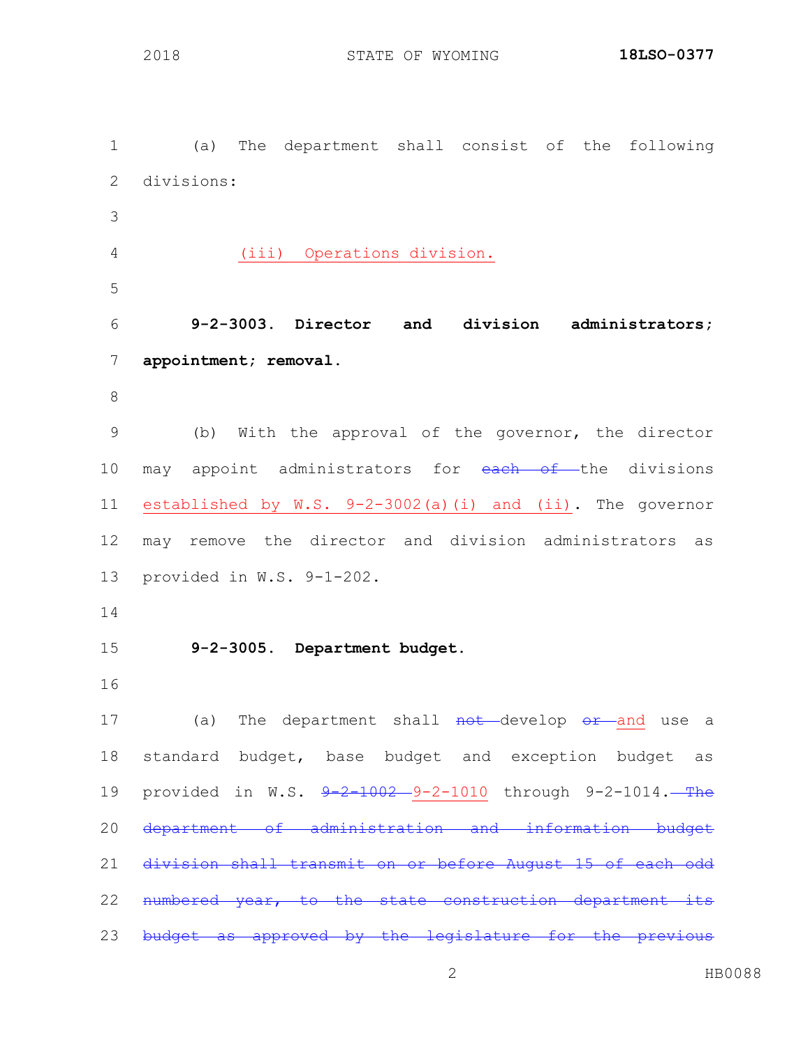(a) The department shall consist of the following divisions:

<u>(iii) Operations division.</u>

**9-2-3003. Director and division administrators; appointment; removal.**

(b) With the approval of the governor, the director may appoint administrators for ~~each of~~ the divisions <u>established by W.S. 9-2-3002(a)(i) and (ii)</u>. The governor may remove the director and division administrators as provided in W.S. 9-1-202.

**9-2-3005. Department budget.**

(a) The department shall ~~not~~ develop ~~or~~ <u>and</u> use a standard budget, base budget and exception budget as provided in W.S. ~~9-2-1002~~ <u>9-2-1010</u> through 9-2-1014. ~~The department of administration and information budget division shall transmit on or before August 15 of each odd numbered year, to the state construction department its budget as approved by the legislature for the previous~~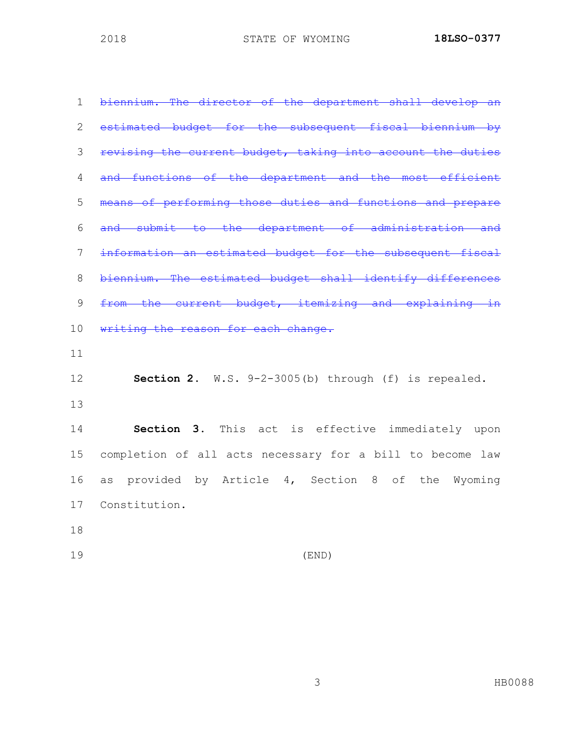~~biennium. The director of the department shall develop an estimated budget for the subsequent fiscal biennium by revising the current budget, taking into account the duties and functions of the department and the most efficient means of performing those duties and functions and prepare and submit to the department of administration and information an estimated budget for the subsequent fiscal biennium. The estimated budget shall identify differences from the current budget, itemizing and explaining in writing the reason for each change.~~

**Section 2.** W.S. 9-2-3005(b) through (f) is repealed.

**Section 3.** This act is effective immediately upon completion of all acts necessary for a bill to become law as provided by Article 4, Section 8 of the Wyoming Constitution.

(END)